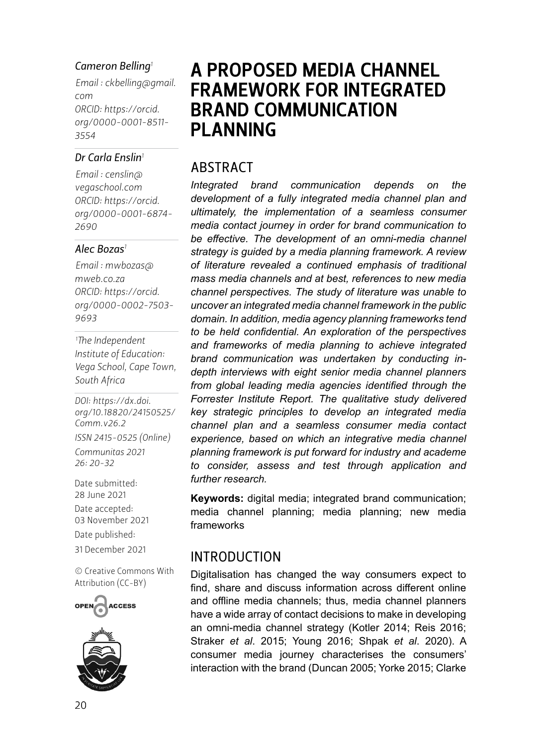# A PROPOSED MEDIA CHANNEL FRAMEWORK FOR INTEGRATED BRAND COMMUNICATION PLANNING

*Cameron Belling*[1]
*Email : ckbelling@gmail.com*
*ORCID: https://orcid.org/0000-0001-8511-3554*

*Dr Carla Enslin*[1]
*Email : censlin@vegaschool.com*
*ORCID: https://orcid.org/0000-0001-6874-2690*

*Alec Bozas*[1]
*Email : mwbozas@mweb.co.za*
*ORCID: https://orcid.org/0000-0002-7503-9693*

[1]*The Independent Institute of Education: Vega School, Cape Town, South Africa*

*DOI: https://dx.doi.org/10.18820/24150525/Comm.v26.2*
*ISSN 2415-0525 (Online)*
*Communitas 2021 26: 20-32*

Date submitted: 28 June 2021
Date accepted: 03 November 2021
Date published: 31 December 2021

© Creative Commons With Attribution (CC-BY)

## ABSTRACT

*Integrated brand communication depends on the development of a fully integrated media channel plan and ultimately, the implementation of a seamless consumer media contact journey in order for brand communication to be effective. The development of an omni-media channel strategy is guided by a media planning framework. A review of literature revealed a continued emphasis of traditional mass media channels and at best, references to new media channel perspectives. The study of literature was unable to uncover an integrated media channel framework in the public domain. In addition, media agency planning frameworks tend to be held confidential. An exploration of the perspectives and frameworks of media planning to achieve integrated brand communication was undertaken by conducting in-depth interviews with eight senior media channel planners from global leading media agencies identified through the Forrester Institute Report. The qualitative study delivered key strategic principles to develop an integrated media channel plan and a seamless consumer media contact experience, based on which an integrative media channel planning framework is put forward for industry and academe to consider, assess and test through application and further research.*

**Keywords:** digital media; integrated brand communication; media channel planning; media planning; new media frameworks

## INTRODUCTION

Digitalisation has changed the way consumers expect to find, share and discuss information across different online and offline media channels; thus, media channel planners have a wide array of contact decisions to make in developing an omni-media channel strategy (Kotler 2014; Reis 2016; Straker *et al*. 2015; Young 2016; Shpak *et al*. 2020). A consumer media journey characterises the consumers' interaction with the brand (Duncan 2005; Yorke 2015; Clarke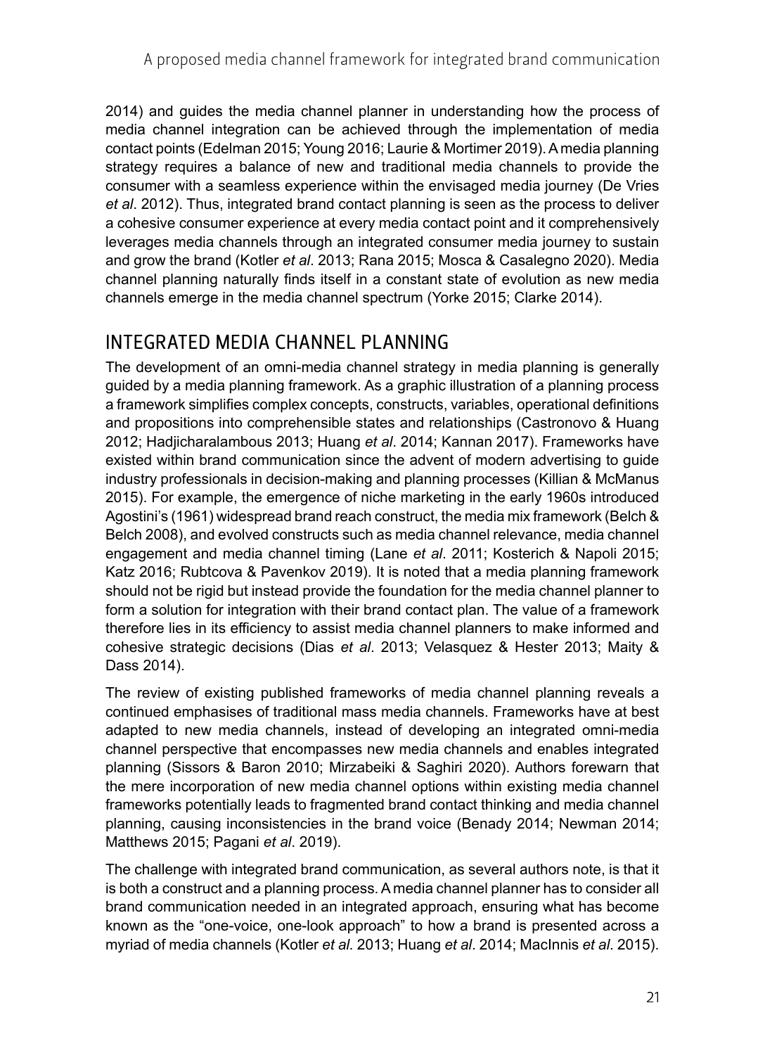2014) and guides the media channel planner in understanding how the process of media channel integration can be achieved through the implementation of media contact points (Edelman 2015; Young 2016; Laurie & Mortimer 2019). A media planning strategy requires a balance of new and traditional media channels to provide the consumer with a seamless experience within the envisaged media journey (De Vries *et al*. 2012). Thus, integrated brand contact planning is seen as the process to deliver a cohesive consumer experience at every media contact point and it comprehensively leverages media channels through an integrated consumer media journey to sustain and grow the brand (Kotler *et al*. 2013; Rana 2015; Mosca & Casalegno 2020). Media channel planning naturally finds itself in a constant state of evolution as new media channels emerge in the media channel spectrum (Yorke 2015; Clarke 2014).

## INTEGRATED MEDIA CHANNEL PLANNING

The development of an omni-media channel strategy in media planning is generally guided by a media planning framework. As a graphic illustration of a planning process a framework simplifies complex concepts, constructs, variables, operational definitions and propositions into comprehensible states and relationships (Castronovo & Huang 2012; Hadjicharalambous 2013; Huang *et al*. 2014; Kannan 2017). Frameworks have existed within brand communication since the advent of modern advertising to guide industry professionals in decision-making and planning processes (Killian & McManus 2015). For example, the emergence of niche marketing in the early 1960s introduced Agostini's (1961) widespread brand reach construct, the media mix framework (Belch & Belch 2008), and evolved constructs such as media channel relevance, media channel engagement and media channel timing (Lane *et al*. 2011; Kosterich & Napoli 2015; Katz 2016; Rubtcova & Pavenkov 2019). It is noted that a media planning framework should not be rigid but instead provide the foundation for the media channel planner to form a solution for integration with their brand contact plan. The value of a framework therefore lies in its efficiency to assist media channel planners to make informed and cohesive strategic decisions (Dias *et al*. 2013; Velasquez & Hester 2013; Maity & Dass 2014).

The review of existing published frameworks of media channel planning reveals a continued emphasises of traditional mass media channels. Frameworks have at best adapted to new media channels, instead of developing an integrated omni-media channel perspective that encompasses new media channels and enables integrated planning (Sissors & Baron 2010; Mirzabeiki & Saghiri 2020). Authors forewarn that the mere incorporation of new media channel options within existing media channel frameworks potentially leads to fragmented brand contact thinking and media channel planning, causing inconsistencies in the brand voice (Benady 2014; Newman 2014; Matthews 2015; Pagani *et al*. 2019).

The challenge with integrated brand communication, as several authors note, is that it is both a construct and a planning process. A media channel planner has to consider all brand communication needed in an integrated approach, ensuring what has become known as the "one-voice, one-look approach" to how a brand is presented across a myriad of media channels (Kotler *et al.* 2013; Huang *et al*. 2014; MacInnis *et al*. 2015).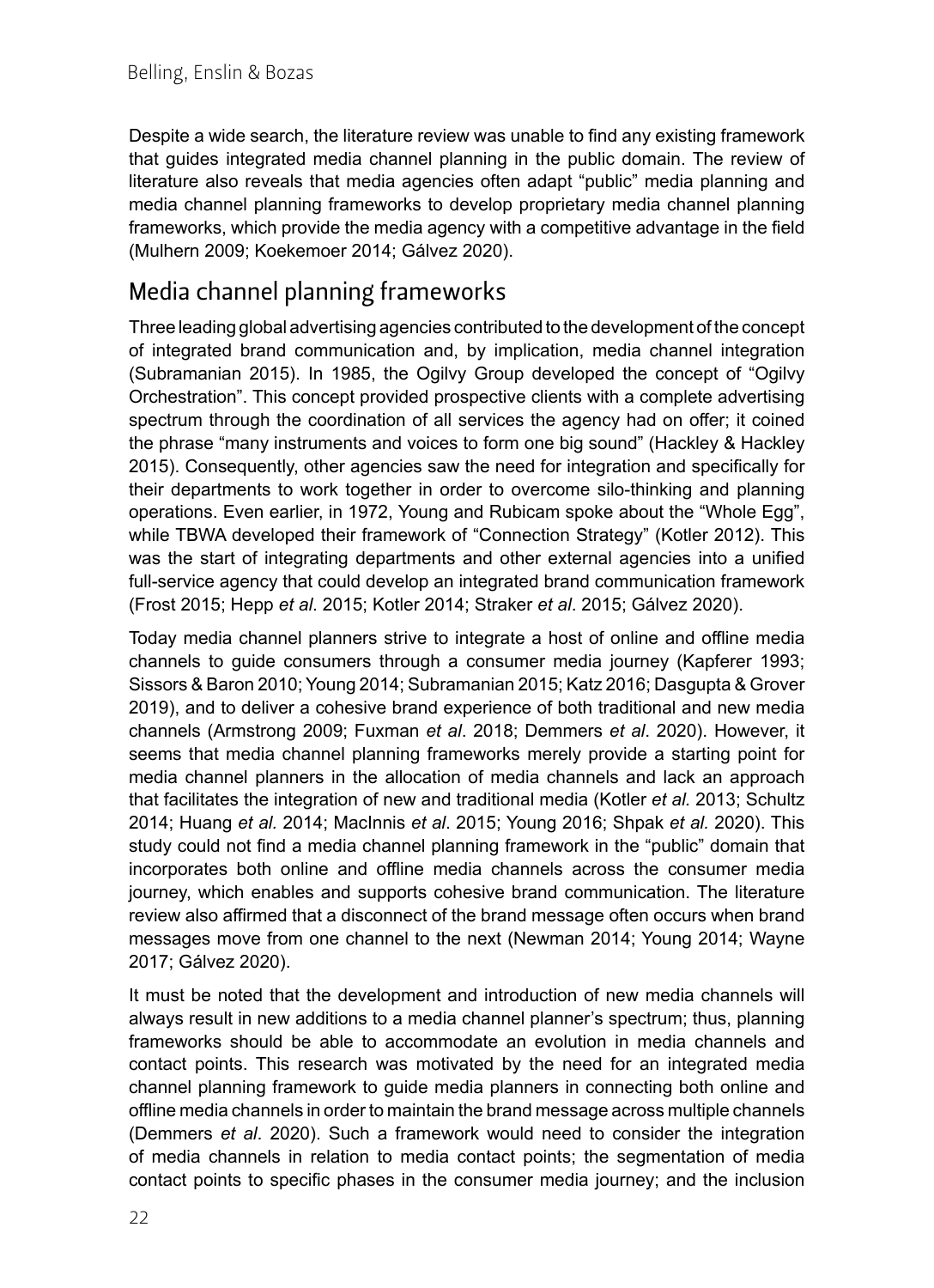Despite a wide search, the literature review was unable to find any existing framework that guides integrated media channel planning in the public domain. The review of literature also reveals that media agencies often adapt "public" media planning and media channel planning frameworks to develop proprietary media channel planning frameworks, which provide the media agency with a competitive advantage in the field (Mulhern 2009; Koekemoer 2014; Gálvez 2020).

## Media channel planning frameworks

Three leading global advertising agencies contributed to the development of the concept of integrated brand communication and, by implication, media channel integration (Subramanian 2015). In 1985, the Ogilvy Group developed the concept of "Ogilvy Orchestration". This concept provided prospective clients with a complete advertising spectrum through the coordination of all services the agency had on offer; it coined the phrase "many instruments and voices to form one big sound" (Hackley & Hackley 2015). Consequently, other agencies saw the need for integration and specifically for their departments to work together in order to overcome silo-thinking and planning operations. Even earlier, in 1972, Young and Rubicam spoke about the "Whole Egg", while TBWA developed their framework of "Connection Strategy" (Kotler 2012). This was the start of integrating departments and other external agencies into a unified full-service agency that could develop an integrated brand communication framework (Frost 2015; Hepp *et al*. 2015; Kotler 2014; Straker *et al*. 2015; Gálvez 2020).

Today media channel planners strive to integrate a host of online and offline media channels to guide consumers through a consumer media journey (Kapferer 1993; Sissors & Baron 2010; Young 2014; Subramanian 2015; Katz 2016; Dasgupta & Grover 2019), and to deliver a cohesive brand experience of both traditional and new media channels (Armstrong 2009; Fuxman *et al*. 2018; Demmers *et al*. 2020). However, it seems that media channel planning frameworks merely provide a starting point for media channel planners in the allocation of media channels and lack an approach that facilitates the integration of new and traditional media (Kotler *et al.* 2013; Schultz 2014; Huang *et al.* 2014; MacInnis *et al*. 2015; Young 2016; Shpak *et al.* 2020). This study could not find a media channel planning framework in the "public" domain that incorporates both online and offline media channels across the consumer media journey, which enables and supports cohesive brand communication. The literature review also affirmed that a disconnect of the brand message often occurs when brand messages move from one channel to the next (Newman 2014; Young 2014; Wayne 2017; Gálvez 2020).

It must be noted that the development and introduction of new media channels will always result in new additions to a media channel planner's spectrum; thus, planning frameworks should be able to accommodate an evolution in media channels and contact points. This research was motivated by the need for an integrated media channel planning framework to guide media planners in connecting both online and offline media channels in order to maintain the brand message across multiple channels (Demmers *et al*. 2020). Such a framework would need to consider the integration of media channels in relation to media contact points; the segmentation of media contact points to specific phases in the consumer media journey; and the inclusion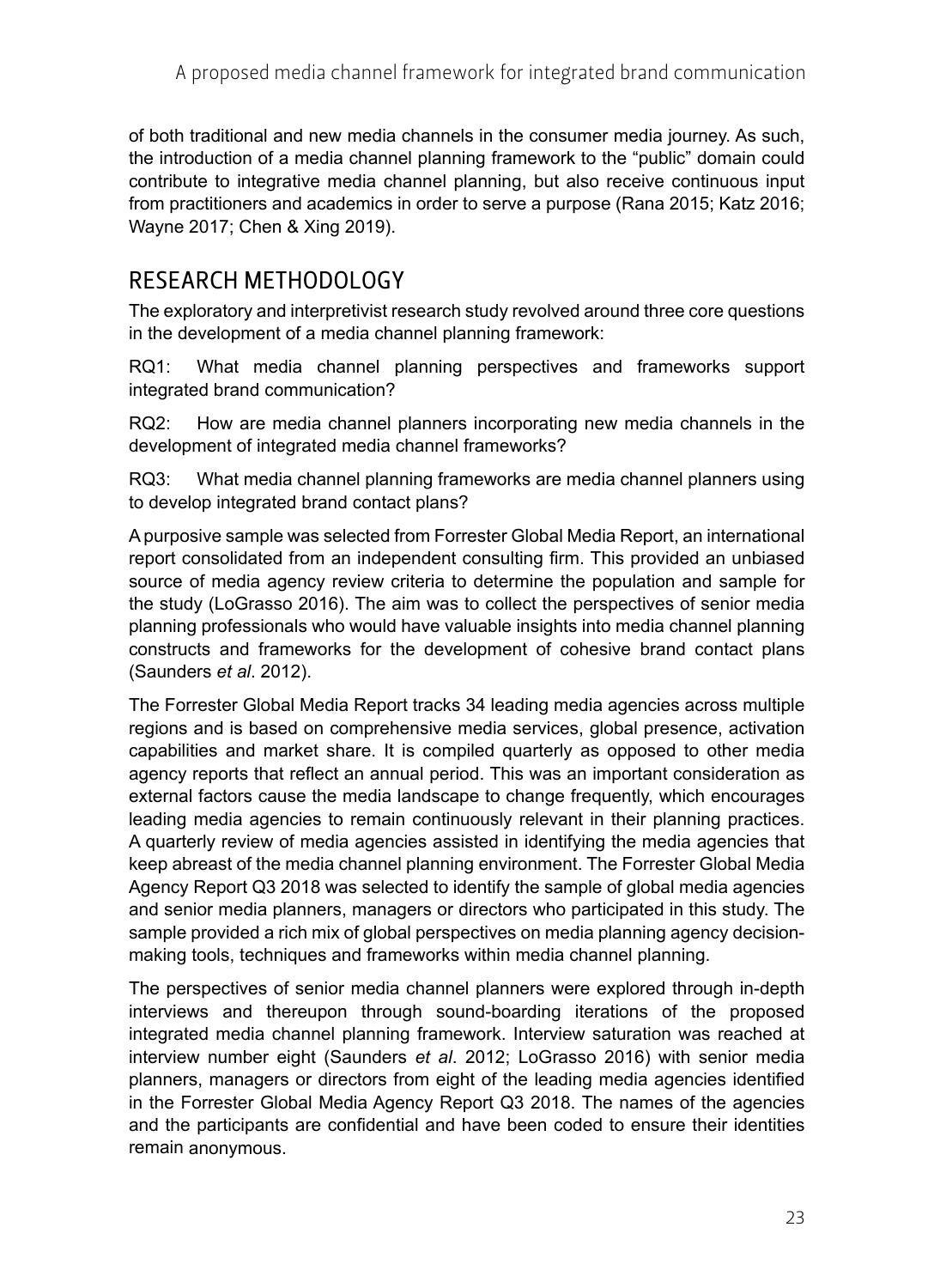of both traditional and new media channels in the consumer media journey. As such, the introduction of a media channel planning framework to the "public" domain could contribute to integrative media channel planning, but also receive continuous input from practitioners and academics in order to serve a purpose (Rana 2015; Katz 2016; Wayne 2017; Chen & Xing 2019).

## RESEARCH METHODOLOGY

The exploratory and interpretivist research study revolved around three core questions in the development of a media channel planning framework:

RQ1: What media channel planning perspectives and frameworks support integrated brand communication?

RQ2: How are media channel planners incorporating new media channels in the development of integrated media channel frameworks?

RQ3: What media channel planning frameworks are media channel planners using to develop integrated brand contact plans?

A purposive sample was selected from Forrester Global Media Report, an international report consolidated from an independent consulting firm. This provided an unbiased source of media agency review criteria to determine the population and sample for the study (LoGrasso 2016). The aim was to collect the perspectives of senior media planning professionals who would have valuable insights into media channel planning constructs and frameworks for the development of cohesive brand contact plans (Saunders *et al*. 2012).

The Forrester Global Media Report tracks 34 leading media agencies across multiple regions and is based on comprehensive media services, global presence, activation capabilities and market share. It is compiled quarterly as opposed to other media agency reports that reflect an annual period. This was an important consideration as external factors cause the media landscape to change frequently, which encourages leading media agencies to remain continuously relevant in their planning practices. A quarterly review of media agencies assisted in identifying the media agencies that keep abreast of the media channel planning environment. The Forrester Global Media Agency Report Q3 2018 was selected to identify the sample of global media agencies and senior media planners, managers or directors who participated in this study. The sample provided a rich mix of global perspectives on media planning agency decision-making tools, techniques and frameworks within media channel planning.

The perspectives of senior media channel planners were explored through in-depth interviews and thereupon through sound-boarding iterations of the proposed integrated media channel planning framework. Interview saturation was reached at interview number eight (Saunders *et al*. 2012; LoGrasso 2016) with senior media planners, managers or directors from eight of the leading media agencies identified in the Forrester Global Media Agency Report Q3 2018. The names of the agencies and the participants are confidential and have been coded to ensure their identities remain anonymous.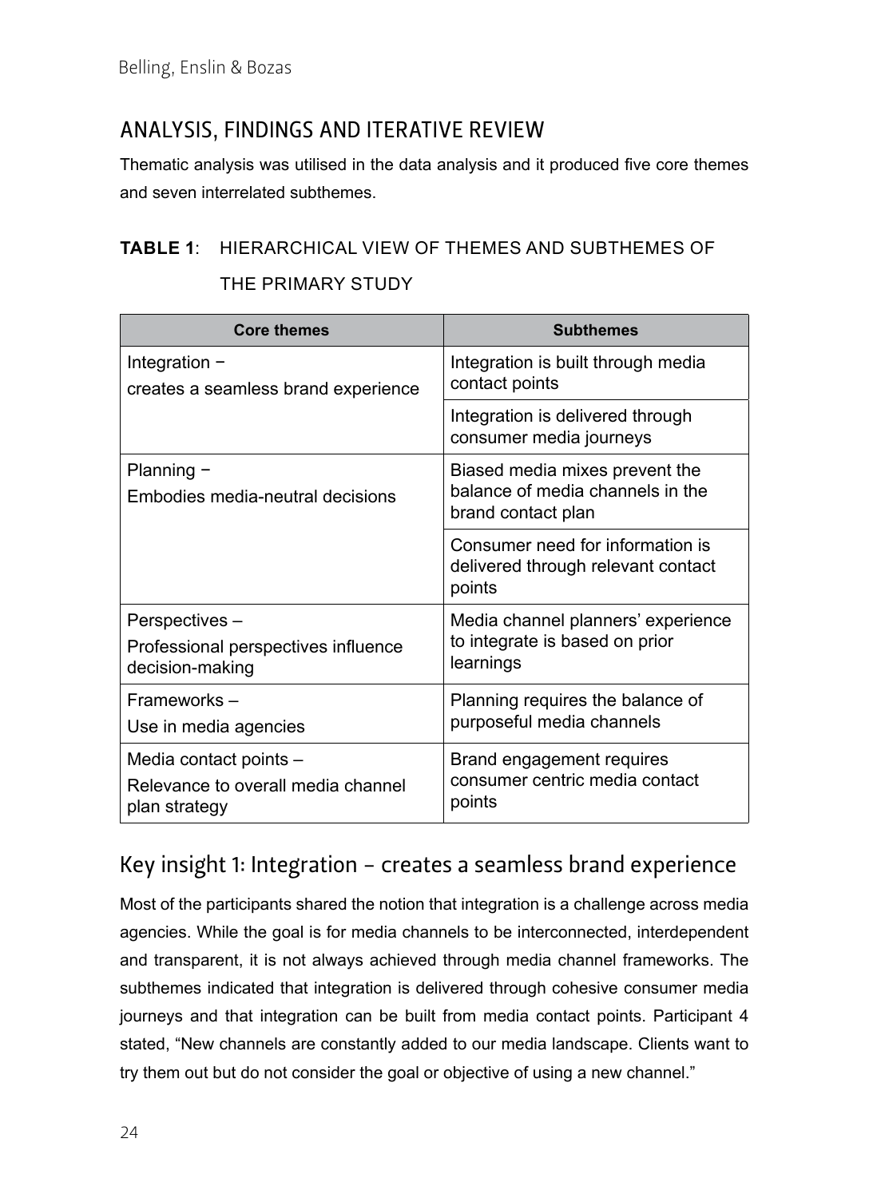## ANALYSIS, FINDINGS AND ITERATIVE REVIEW

Thematic analysis was utilised in the data analysis and it produced five core themes and seven interrelated subthemes.

**TABLE 1**: HIERARCHICAL VIEW OF THEMES AND SUBTHEMES OF THE PRIMARY STUDY

| Core themes | Subthemes |
|---|---|
| Integration − creates a seamless brand experience | Integration is built through media contact points |
| | Integration is delivered through consumer media journeys |
| Planning − Embodies media-neutral decisions | Biased media mixes prevent the balance of media channels in the brand contact plan |
| | Consumer need for information is delivered through relevant contact points |
| Perspectives – Professional perspectives influence decision-making | Media channel planners' experience to integrate is based on prior learnings |
| Frameworks – Use in media agencies | Planning requires the balance of purposeful media channels |
| Media contact points – Relevance to overall media channel plan strategy | Brand engagement requires consumer centric media contact points |

### Key insight 1: Integration – creates a seamless brand experience

Most of the participants shared the notion that integration is a challenge across media agencies. While the goal is for media channels to be interconnected, interdependent and transparent, it is not always achieved through media channel frameworks. The subthemes indicated that integration is delivered through cohesive consumer media journeys and that integration can be built from media contact points. Participant 4 stated, "New channels are constantly added to our media landscape. Clients want to try them out but do not consider the goal or objective of using a new channel."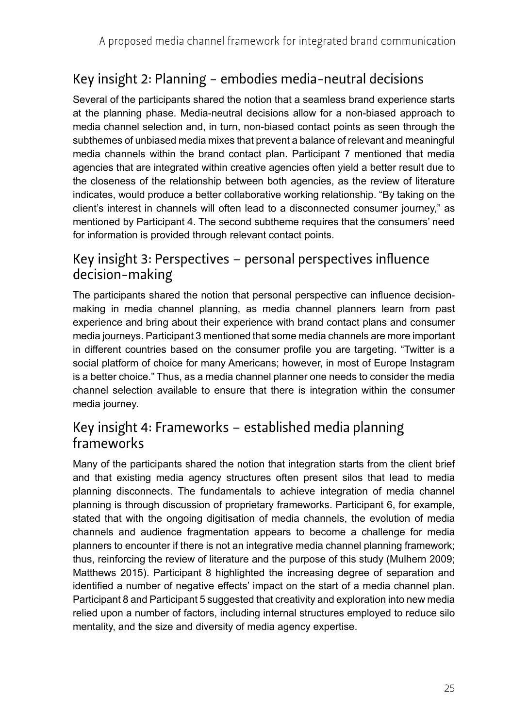## Key insight 2: Planning – embodies media-neutral decisions

Several of the participants shared the notion that a seamless brand experience starts at the planning phase. Media-neutral decisions allow for a non-biased approach to media channel selection and, in turn, non-biased contact points as seen through the subthemes of unbiased media mixes that prevent a balance of relevant and meaningful media channels within the brand contact plan. Participant 7 mentioned that media agencies that are integrated within creative agencies often yield a better result due to the closeness of the relationship between both agencies, as the review of literature indicates, would produce a better collaborative working relationship. "By taking on the client's interest in channels will often lead to a disconnected consumer journey," as mentioned by Participant 4. The second subtheme requires that the consumers' need for information is provided through relevant contact points.

## Key insight 3: Perspectives – personal perspectives influence decision-making

The participants shared the notion that personal perspective can influence decision-making in media channel planning, as media channel planners learn from past experience and bring about their experience with brand contact plans and consumer media journeys. Participant 3 mentioned that some media channels are more important in different countries based on the consumer profile you are targeting. "Twitter is a social platform of choice for many Americans; however, in most of Europe Instagram is a better choice." Thus, as a media channel planner one needs to consider the media channel selection available to ensure that there is integration within the consumer media journey.

## Key insight 4: Frameworks – established media planning frameworks

Many of the participants shared the notion that integration starts from the client brief and that existing media agency structures often present silos that lead to media planning disconnects. The fundamentals to achieve integration of media channel planning is through discussion of proprietary frameworks. Participant 6, for example, stated that with the ongoing digitisation of media channels, the evolution of media channels and audience fragmentation appears to become a challenge for media planners to encounter if there is not an integrative media channel planning framework; thus, reinforcing the review of literature and the purpose of this study (Mulhern 2009; Matthews 2015). Participant 8 highlighted the increasing degree of separation and identified a number of negative effects' impact on the start of a media channel plan. Participant 8 and Participant 5 suggested that creativity and exploration into new media relied upon a number of factors, including internal structures employed to reduce silo mentality, and the size and diversity of media agency expertise.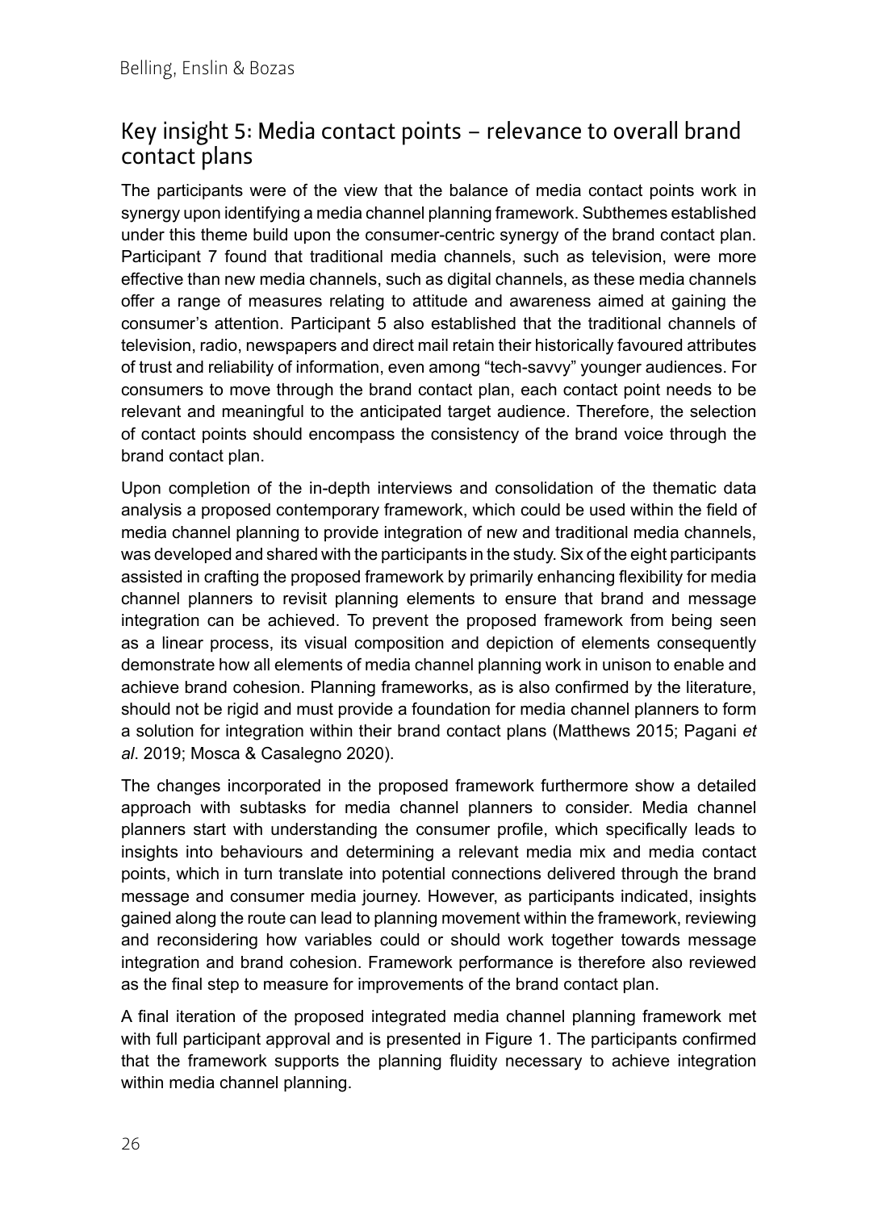## Key insight 5: Media contact points – relevance to overall brand contact plans

The participants were of the view that the balance of media contact points work in synergy upon identifying a media channel planning framework. Subthemes established under this theme build upon the consumer-centric synergy of the brand contact plan. Participant 7 found that traditional media channels, such as television, were more effective than new media channels, such as digital channels, as these media channels offer a range of measures relating to attitude and awareness aimed at gaining the consumer's attention. Participant 5 also established that the traditional channels of television, radio, newspapers and direct mail retain their historically favoured attributes of trust and reliability of information, even among "tech-savvy" younger audiences. For consumers to move through the brand contact plan, each contact point needs to be relevant and meaningful to the anticipated target audience. Therefore, the selection of contact points should encompass the consistency of the brand voice through the brand contact plan.

Upon completion of the in-depth interviews and consolidation of the thematic data analysis a proposed contemporary framework, which could be used within the field of media channel planning to provide integration of new and traditional media channels, was developed and shared with the participants in the study. Six of the eight participants assisted in crafting the proposed framework by primarily enhancing flexibility for media channel planners to revisit planning elements to ensure that brand and message integration can be achieved. To prevent the proposed framework from being seen as a linear process, its visual composition and depiction of elements consequently demonstrate how all elements of media channel planning work in unison to enable and achieve brand cohesion. Planning frameworks, as is also confirmed by the literature, should not be rigid and must provide a foundation for media channel planners to form a solution for integration within their brand contact plans (Matthews 2015; Pagani *et al*. 2019; Mosca & Casalegno 2020).

The changes incorporated in the proposed framework furthermore show a detailed approach with subtasks for media channel planners to consider. Media channel planners start with understanding the consumer profile, which specifically leads to insights into behaviours and determining a relevant media mix and media contact points, which in turn translate into potential connections delivered through the brand message and consumer media journey. However, as participants indicated, insights gained along the route can lead to planning movement within the framework, reviewing and reconsidering how variables could or should work together towards message integration and brand cohesion. Framework performance is therefore also reviewed as the final step to measure for improvements of the brand contact plan.

A final iteration of the proposed integrated media channel planning framework met with full participant approval and is presented in Figure 1. The participants confirmed that the framework supports the planning fluidity necessary to achieve integration within media channel planning.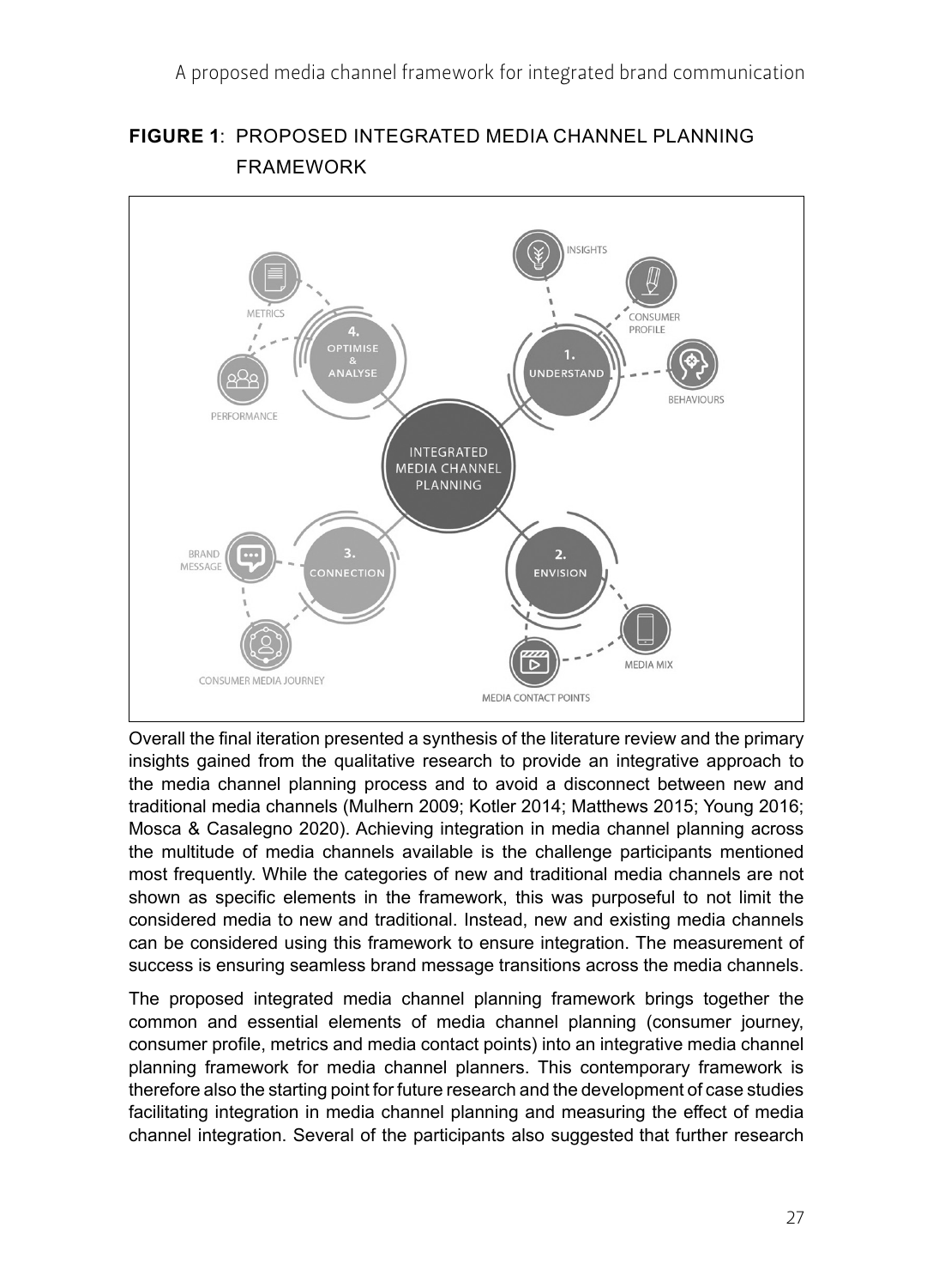**FIGURE 1**: PROPOSED INTEGRATED MEDIA CHANNEL PLANNING FRAMEWORK

Overall the final iteration presented a synthesis of the literature review and the primary insights gained from the qualitative research to provide an integrative approach to the media channel planning process and to avoid a disconnect between new and traditional media channels (Mulhern 2009; Kotler 2014; Matthews 2015; Young 2016; Mosca & Casalegno 2020). Achieving integration in media channel planning across the multitude of media channels available is the challenge participants mentioned most frequently. While the categories of new and traditional media channels are not shown as specific elements in the framework, this was purposeful to not limit the considered media to new and traditional. Instead, new and existing media channels can be considered using this framework to ensure integration. The measurement of success is ensuring seamless brand message transitions across the media channels.

The proposed integrated media channel planning framework brings together the common and essential elements of media channel planning (consumer journey, consumer profile, metrics and media contact points) into an integrative media channel planning framework for media channel planners. This contemporary framework is therefore also the starting point for future research and the development of case studies facilitating integration in media channel planning and measuring the effect of media channel integration. Several of the participants also suggested that further research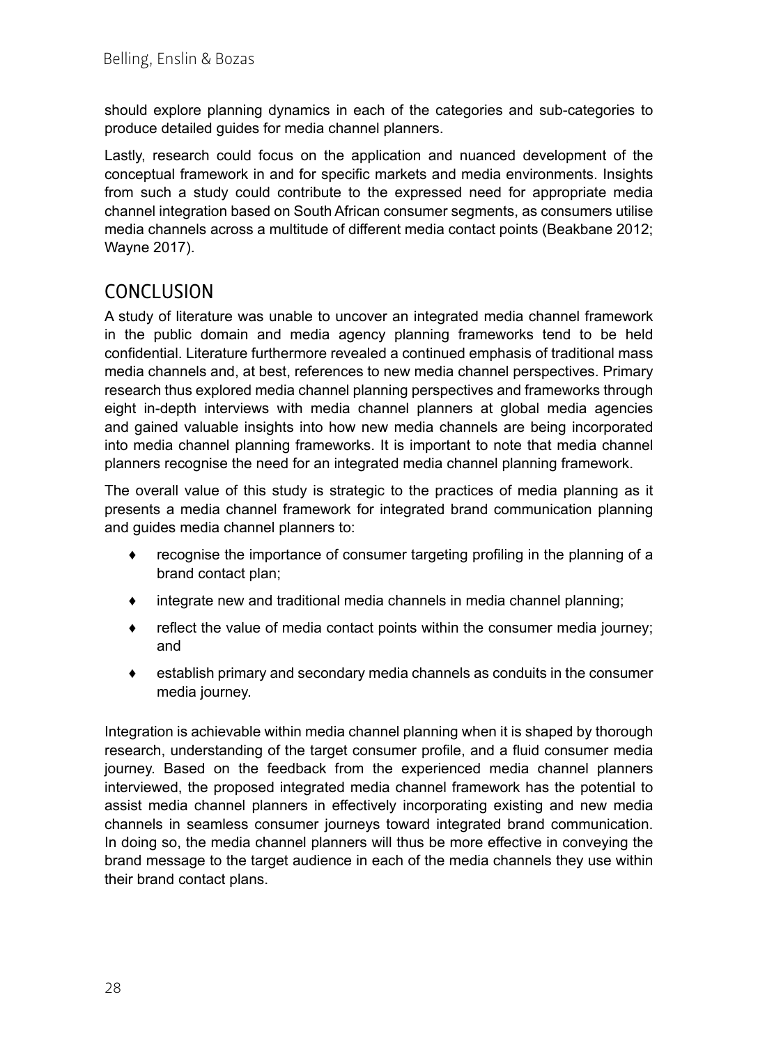should explore planning dynamics in each of the categories and sub-categories to produce detailed guides for media channel planners.

Lastly, research could focus on the application and nuanced development of the conceptual framework in and for specific markets and media environments. Insights from such a study could contribute to the expressed need for appropriate media channel integration based on South African consumer segments, as consumers utilise media channels across a multitude of different media contact points (Beakbane 2012; Wayne 2017).

## CONCLUSION

A study of literature was unable to uncover an integrated media channel framework in the public domain and media agency planning frameworks tend to be held confidential. Literature furthermore revealed a continued emphasis of traditional mass media channels and, at best, references to new media channel perspectives. Primary research thus explored media channel planning perspectives and frameworks through eight in-depth interviews with media channel planners at global media agencies and gained valuable insights into how new media channels are being incorporated into media channel planning frameworks. It is important to note that media channel planners recognise the need for an integrated media channel planning framework.

The overall value of this study is strategic to the practices of media planning as it presents a media channel framework for integrated brand communication planning and guides media channel planners to:

- recognise the importance of consumer targeting profiling in the planning of a brand contact plan;
- integrate new and traditional media channels in media channel planning;
- reflect the value of media contact points within the consumer media journey; and
- establish primary and secondary media channels as conduits in the consumer media journey.

Integration is achievable within media channel planning when it is shaped by thorough research, understanding of the target consumer profile, and a fluid consumer media journey. Based on the feedback from the experienced media channel planners interviewed, the proposed integrated media channel framework has the potential to assist media channel planners in effectively incorporating existing and new media channels in seamless consumer journeys toward integrated brand communication. In doing so, the media channel planners will thus be more effective in conveying the brand message to the target audience in each of the media channels they use within their brand contact plans.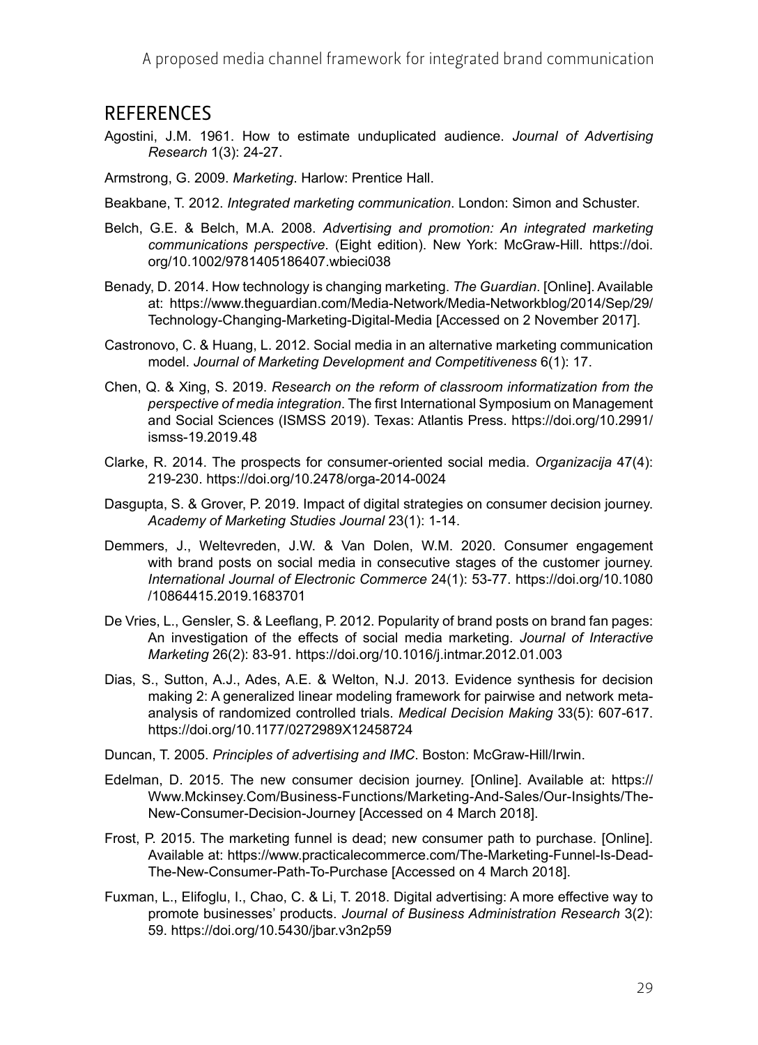## REFERENCES

Agostini, J.M. 1961. How to estimate unduplicated audience. *Journal of Advertising Research* 1(3): 24-27.

Armstrong, G. 2009. *Marketing*. Harlow: Prentice Hall.

Beakbane, T. 2012. *Integrated marketing communication*. London: Simon and Schuster.

Belch, G.E. & Belch, M.A. 2008. *Advertising and promotion: An integrated marketing communications perspective*. (Eight edition). New York: McGraw-Hill. https://doi.org/10.1002/9781405186407.wbieci038

Benady, D. 2014. How technology is changing marketing. *The Guardian*. [Online]. Available at: https://www.theguardian.com/Media-Network/Media-Networkblog/2014/Sep/29/Technology-Changing-Marketing-Digital-Media [Accessed on 2 November 2017].

Castronovo, C. & Huang, L. 2012. Social media in an alternative marketing communication model. *Journal of Marketing Development and Competitiveness* 6(1): 17.

Chen, Q. & Xing, S. 2019. *Research on the reform of classroom informatization from the perspective of media integration*. The first International Symposium on Management and Social Sciences (ISMSS 2019). Texas: Atlantis Press. https://doi.org/10.2991/ismss-19.2019.48

Clarke, R. 2014. The prospects for consumer-oriented social media. *Organizacija* 47(4): 219-230. https://doi.org/10.2478/orga-2014-0024

Dasgupta, S. & Grover, P. 2019. Impact of digital strategies on consumer decision journey. *Academy of Marketing Studies Journal* 23(1): 1-14.

Demmers, J., Weltevreden, J.W. & Van Dolen, W.M. 2020. Consumer engagement with brand posts on social media in consecutive stages of the customer journey. *International Journal of Electronic Commerce* 24(1): 53-77. https://doi.org/10.1080/10864415.2019.1683701

De Vries, L., Gensler, S. & Leeflang, P. 2012. Popularity of brand posts on brand fan pages: An investigation of the effects of social media marketing. *Journal of Interactive Marketing* 26(2): 83-91. https://doi.org/10.1016/j.intmar.2012.01.003

Dias, S., Sutton, A.J., Ades, A.E. & Welton, N.J. 2013. Evidence synthesis for decision making 2: A generalized linear modeling framework for pairwise and network meta-analysis of randomized controlled trials. *Medical Decision Making* 33(5): 607-617. https://doi.org/10.1177/0272989X12458724

Duncan, T. 2005. *Principles of advertising and IMC*. Boston: McGraw-Hill/Irwin.

Edelman, D. 2015. The new consumer decision journey. [Online]. Available at: https://Www.Mckinsey.Com/Business-Functions/Marketing-And-Sales/Our-Insights/The-New-Consumer-Decision-Journey [Accessed on 4 March 2018].

Frost, P. 2015. The marketing funnel is dead; new consumer path to purchase. [Online]. Available at: https://www.practicalecommerce.com/The-Marketing-Funnel-Is-Dead-The-New-Consumer-Path-To-Purchase [Accessed on 4 March 2018].

Fuxman, L., Elifoglu, I., Chao, C. & Li, T. 2018. Digital advertising: A more effective way to promote businesses' products. *Journal of Business Administration Research* 3(2): 59. https://doi.org/10.5430/jbar.v3n2p59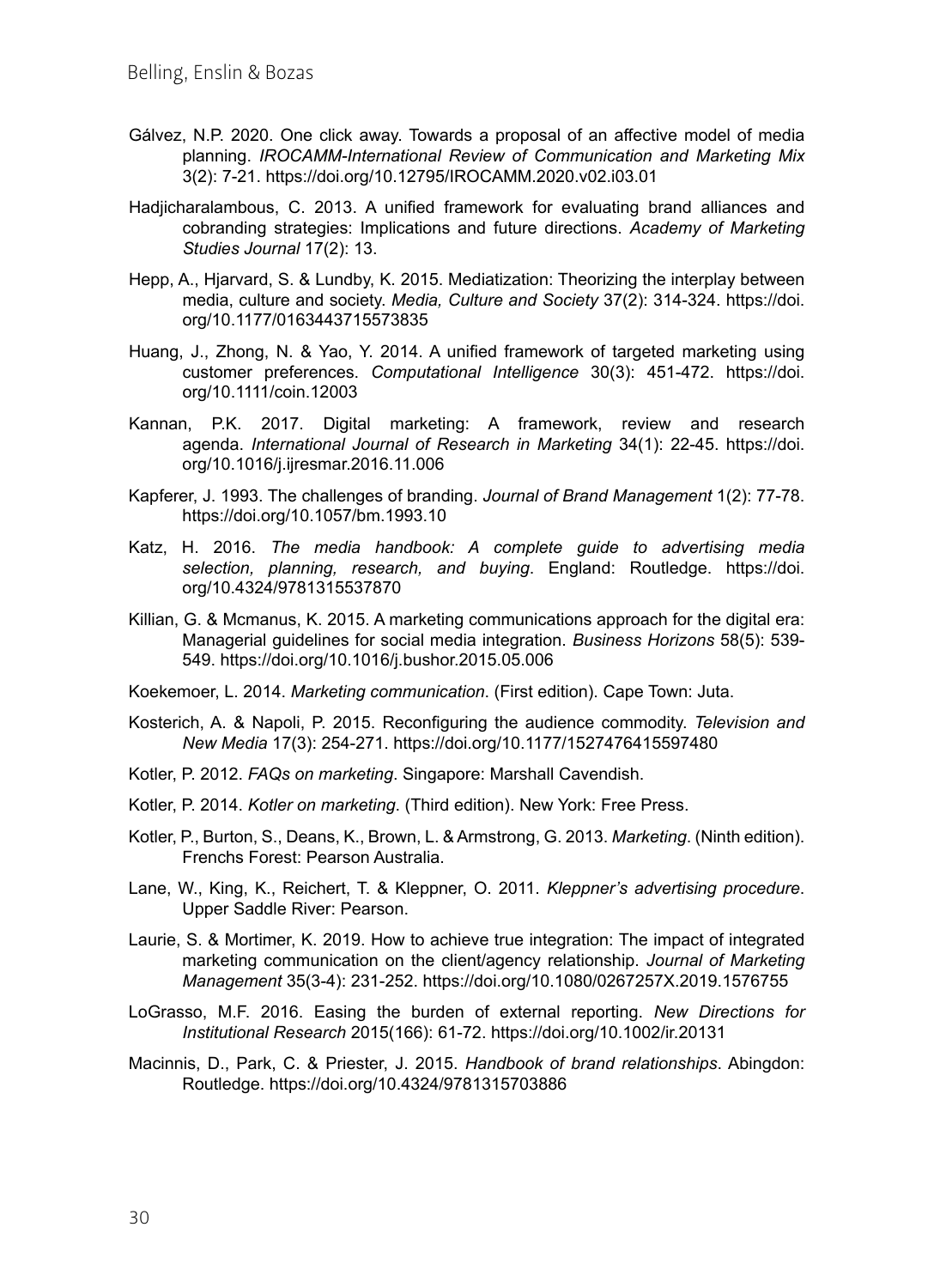Gálvez, N.P. 2020. One click away. Towards a proposal of an affective model of media planning. *IROCAMM-International Review of Communication and Marketing Mix* 3(2): 7-21. https://doi.org/10.12795/IROCAMM.2020.v02.i03.01

Hadjicharalambous, C. 2013. A unified framework for evaluating brand alliances and cobranding strategies: Implications and future directions. *Academy of Marketing Studies Journal* 17(2): 13.

Hepp, A., Hjarvard, S. & Lundby, K. 2015. Mediatization: Theorizing the interplay between media, culture and society. *Media, Culture and Society* 37(2): 314-324. https://doi.org/10.1177/0163443715573835

Huang, J., Zhong, N. & Yao, Y. 2014. A unified framework of targeted marketing using customer preferences. *Computational Intelligence* 30(3): 451-472. https://doi.org/10.1111/coin.12003

Kannan, P.K. 2017. Digital marketing: A framework, review and research agenda. *International Journal of Research in Marketing* 34(1): 22-45. https://doi.org/10.1016/j.ijresmar.2016.11.006

Kapferer, J. 1993. The challenges of branding. *Journal of Brand Management* 1(2): 77-78. https://doi.org/10.1057/bm.1993.10

Katz, H. 2016. *The media handbook: A complete guide to advertising media selection, planning, research, and buying*. England: Routledge. https://doi.org/10.4324/9781315537870

Killian, G. & Mcmanus, K. 2015. A marketing communications approach for the digital era: Managerial guidelines for social media integration. *Business Horizons* 58(5): 539-549. https://doi.org/10.1016/j.bushor.2015.05.006

Koekemoer, L. 2014. *Marketing communication*. (First edition). Cape Town: Juta.

Kosterich, A. & Napoli, P. 2015. Reconfiguring the audience commodity. *Television and New Media* 17(3): 254-271. https://doi.org/10.1177/1527476415597480

Kotler, P. 2012. *FAQs on marketing*. Singapore: Marshall Cavendish.

Kotler, P. 2014. *Kotler on marketing*. (Third edition). New York: Free Press.

Kotler, P., Burton, S., Deans, K., Brown, L. & Armstrong, G. 2013. *Marketing*. (Ninth edition). Frenchs Forest: Pearson Australia.

Lane, W., King, K., Reichert, T. & Kleppner, O. 2011. *Kleppner's advertising procedure*. Upper Saddle River: Pearson.

Laurie, S. & Mortimer, K. 2019. How to achieve true integration: The impact of integrated marketing communication on the client/agency relationship. *Journal of Marketing Management* 35(3-4): 231-252. https://doi.org/10.1080/0267257X.2019.1576755

LoGrasso, M.F. 2016. Easing the burden of external reporting. *New Directions for Institutional Research* 2015(166): 61-72. https://doi.org/10.1002/ir.20131

Macinnis, D., Park, C. & Priester, J. 2015. *Handbook of brand relationships*. Abingdon: Routledge. https://doi.org/10.4324/9781315703886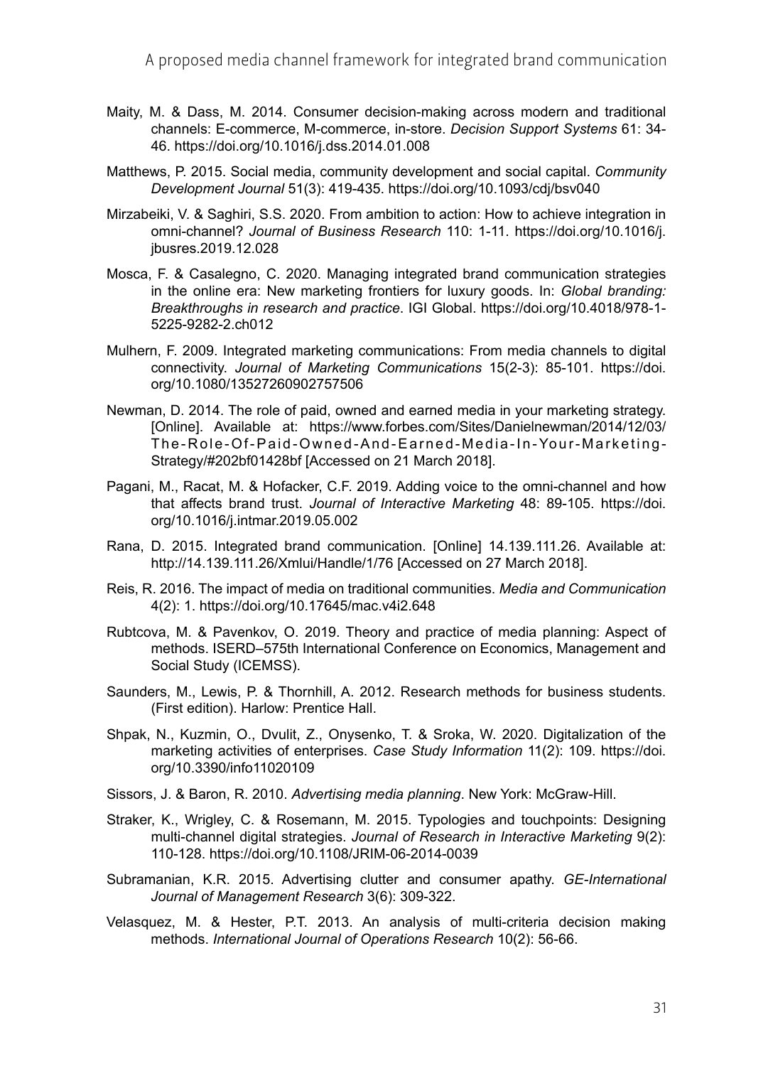Maity, M. & Dass, M. 2014. Consumer decision-making across modern and traditional channels: E-commerce, M-commerce, in-store. *Decision Support Systems* 61: 34-46. https://doi.org/10.1016/j.dss.2014.01.008

Matthews, P. 2015. Social media, community development and social capital. *Community Development Journal* 51(3): 419-435. https://doi.org/10.1093/cdj/bsv040

Mirzabeiki, V. & Saghiri, S.S. 2020. From ambition to action: How to achieve integration in omni-channel? *Journal of Business Research* 110: 1-11. https://doi.org/10.1016/j.jbusres.2019.12.028

Mosca, F. & Casalegno, C. 2020. Managing integrated brand communication strategies in the online era: New marketing frontiers for luxury goods. In: *Global branding: Breakthroughs in research and practice*. IGI Global. https://doi.org/10.4018/978-1-5225-9282-2.ch012

Mulhern, F. 2009. Integrated marketing communications: From media channels to digital connectivity. *Journal of Marketing Communications* 15(2-3): 85-101. https://doi.org/10.1080/13527260902757506

Newman, D. 2014. The role of paid, owned and earned media in your marketing strategy. [Online]. Available at: https://www.forbes.com/Sites/Danielnewman/2014/12/03/The-Role-Of-Paid-Owned-And-Earned-Media-In-Your-Marketing-Strategy/#202bf01428bf [Accessed on 21 March 2018].

Pagani, M., Racat, M. & Hofacker, C.F. 2019. Adding voice to the omni-channel and how that affects brand trust. *Journal of Interactive Marketing* 48: 89-105. https://doi.org/10.1016/j.intmar.2019.05.002

Rana, D. 2015. Integrated brand communication. [Online] 14.139.111.26. Available at: http://14.139.111.26/Xmlui/Handle/1/76 [Accessed on 27 March 2018].

Reis, R. 2016. The impact of media on traditional communities. *Media and Communication* 4(2): 1. https://doi.org/10.17645/mac.v4i2.648

Rubtcova, M. & Pavenkov, O. 2019. Theory and practice of media planning: Aspect of methods. ISERD–575th International Conference on Economics, Management and Social Study (ICEMSS).

Saunders, M., Lewis, P. & Thornhill, A. 2012. Research methods for business students. (First edition). Harlow: Prentice Hall.

Shpak, N., Kuzmin, O., Dvulit, Z., Onysenko, T. & Sroka, W. 2020. Digitalization of the marketing activities of enterprises. *Case Study Information* 11(2): 109. https://doi.org/10.3390/info11020109

Sissors, J. & Baron, R. 2010. *Advertising media planning*. New York: McGraw-Hill.

Straker, K., Wrigley, C. & Rosemann, M. 2015. Typologies and touchpoints: Designing multi-channel digital strategies. *Journal of Research in Interactive Marketing* 9(2): 110-128. https://doi.org/10.1108/JRIM-06-2014-0039

Subramanian, K.R. 2015. Advertising clutter and consumer apathy. *GE-International Journal of Management Research* 3(6): 309-322.

Velasquez, M. & Hester, P.T. 2013. An analysis of multi-criteria decision making methods. *International Journal of Operations Research* 10(2): 56-66.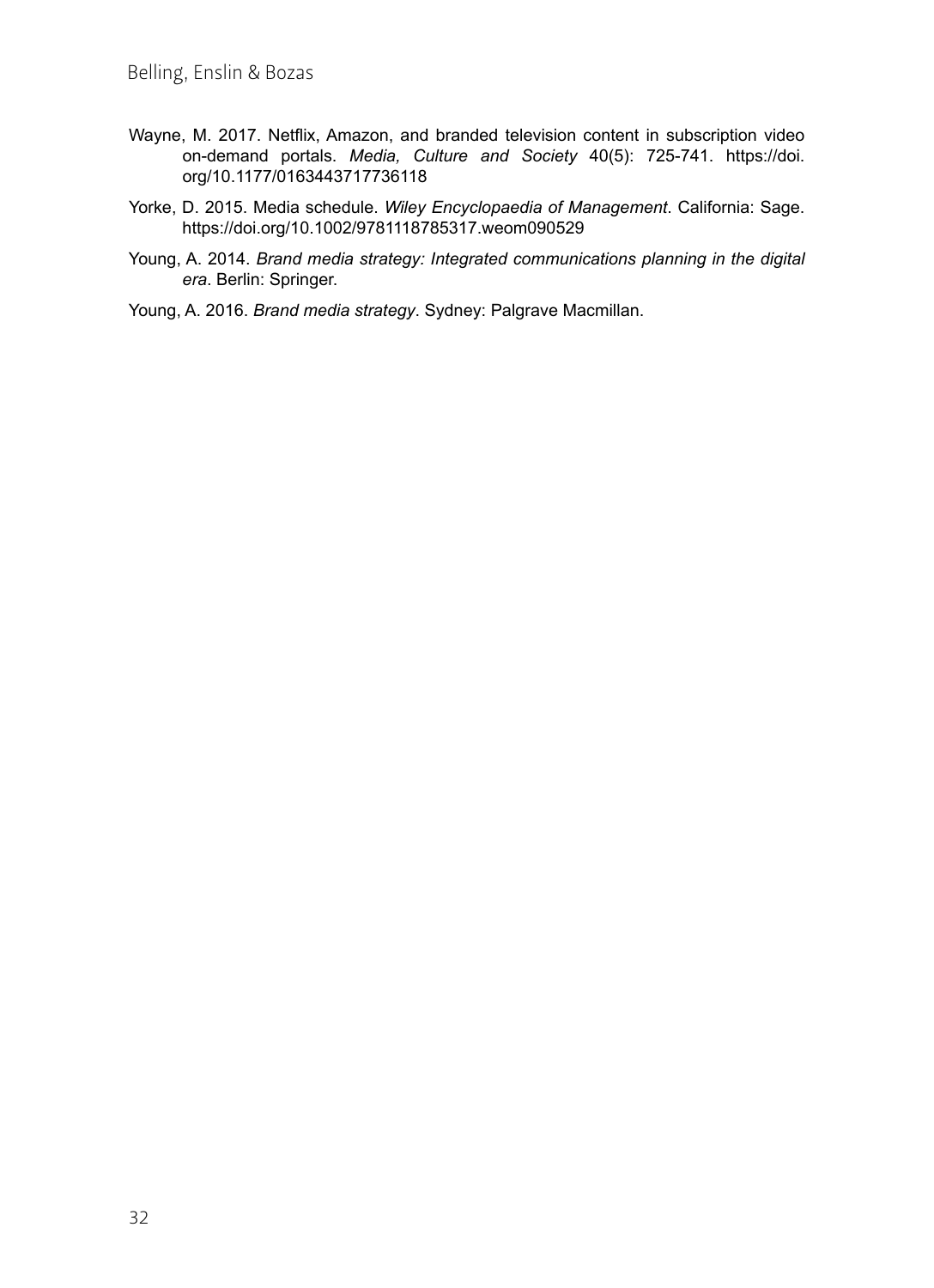Wayne, M. 2017. Netflix, Amazon, and branded television content in subscription video on-demand portals. *Media, Culture and Society* 40(5): 725-741. https://doi.org/10.1177/0163443717736118

Yorke, D. 2015. Media schedule. *Wiley Encyclopaedia of Management*. California: Sage. https://doi.org/10.1002/9781118785317.weom090529

Young, A. 2014. *Brand media strategy: Integrated communications planning in the digital era*. Berlin: Springer.

Young, A. 2016. *Brand media strategy*. Sydney: Palgrave Macmillan.